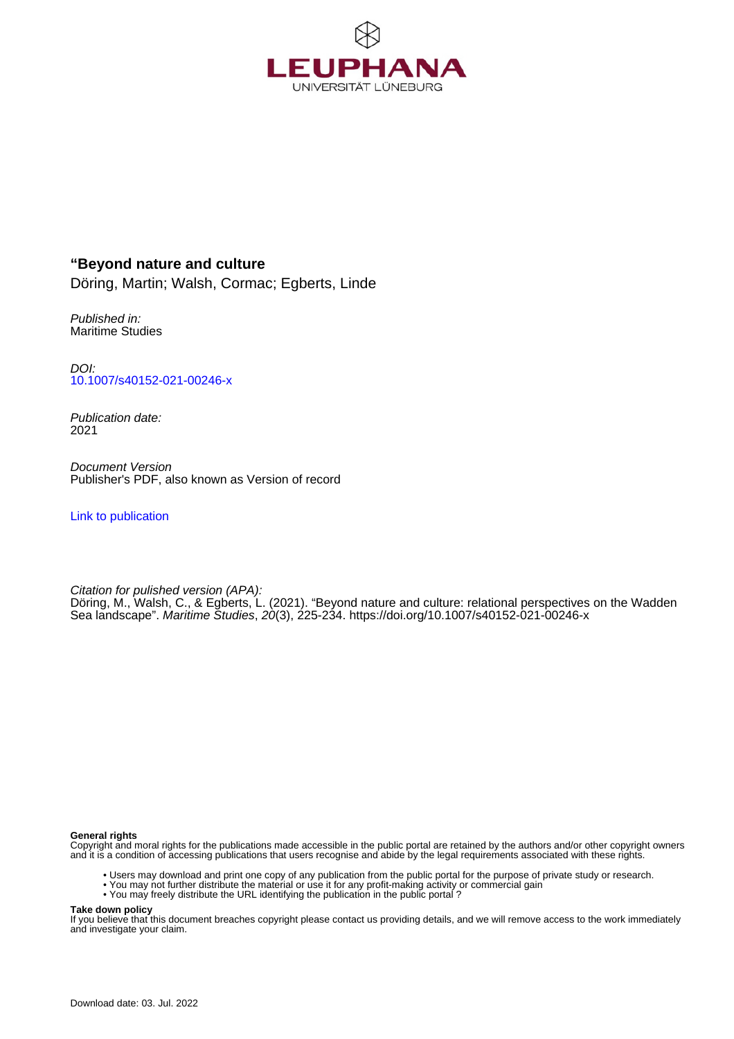LEUPHANA
UNIVERSITÄT LÜNEBURG

**“Beyond nature and culture**

Döring, Martin; Walsh, Cormac; Egberts, Linde

*Published in:*
Maritime Studies

*DOI:*
[10.1007/s40152-021-00246-x](https://doi.org/10.1007/s40152-021-00246-x)

*Publication date:*
2021

*Document Version*
Publisher's PDF, also known as Version of record

[Link to publication](#)

*Citation for pulished version (APA):*
Döring, M., Walsh, C., & Egberts, L. (2021). “Beyond nature and culture: relational perspectives on the Wadden Sea landscape”. *Maritime Studies*, *20*(3), 225-234. https://doi.org/10.1007/s40152-021-00246-x

**General rights**
Copyright and moral rights for the publications made accessible in the public portal are retained by the authors and/or other copyright owners and it is a condition of accessing publications that users recognise and abide by the legal requirements associated with these rights.

- Users may download and print one copy of any publication from the public portal for the purpose of private study or research.
- You may not further distribute the material or use it for any profit-making activity or commercial gain
- You may freely distribute the URL identifying the publication in the public portal ?

**Take down policy**
If you believe that this document breaches copyright please contact us providing details, and we will remove access to the work immediately and investigate your claim.

Download date: 03. Jul. 2022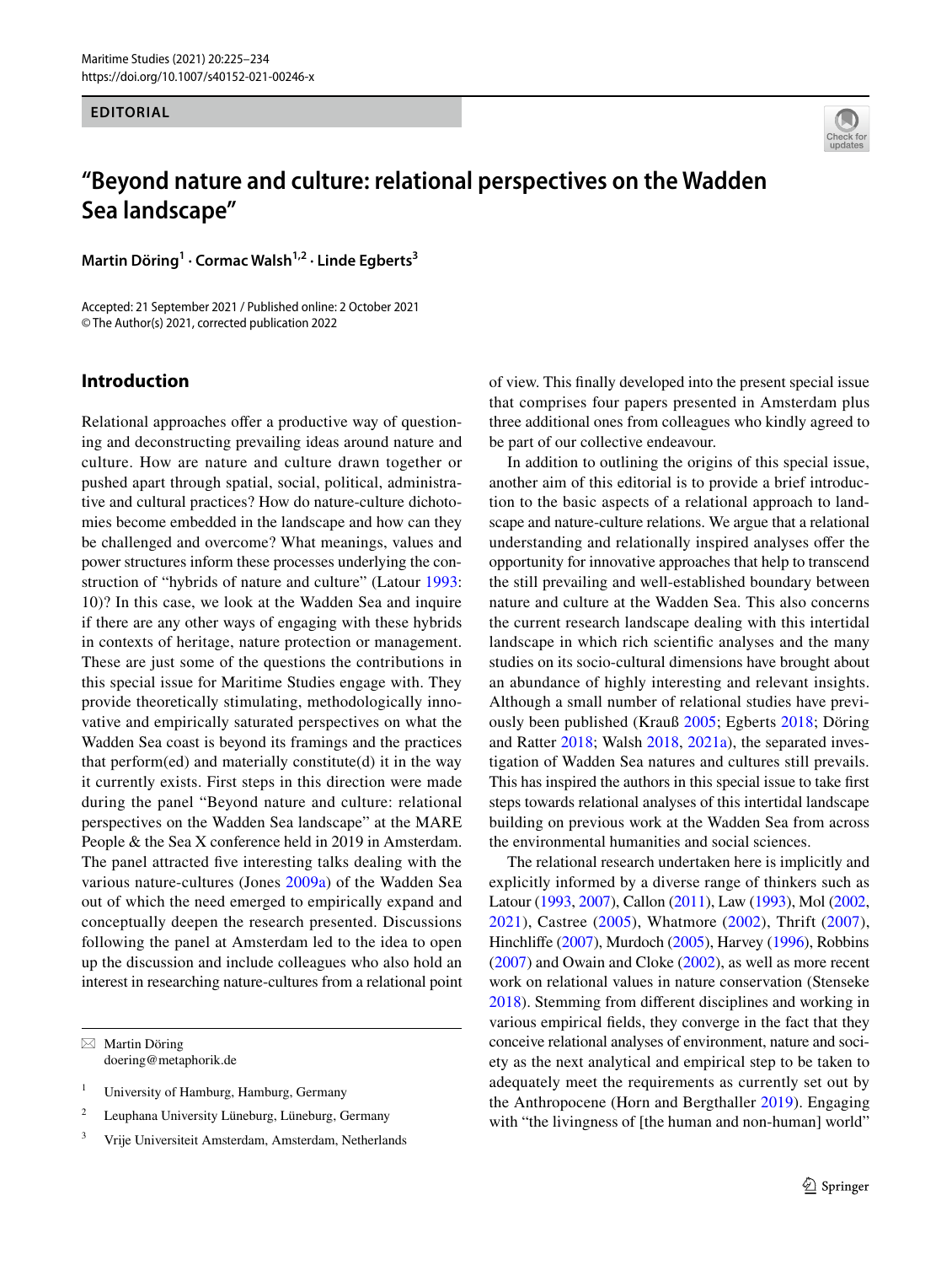EDITORIAL

# "Beyond nature and culture: relational perspectives on the Wadden Sea landscape"

**Martin Döring[1] · Cormac Walsh[1,2] · Linde Egberts[3]**

Accepted: 21 September 2021 / Published online: 2 October 2021
© The Author(s) 2021, corrected publication 2022

## Introduction

Relational approaches offer a productive way of questioning and deconstructing prevailing ideas around nature and culture. How are nature and culture drawn together or pushed apart through spatial, social, political, administrative and cultural practices? How do nature-culture dichotomies become embedded in the landscape and how can they be challenged and overcome? What meanings, values and power structures inform these processes underlying the construction of "hybrids of nature and culture" (Latour 1993: 10)? In this case, we look at the Wadden Sea and inquire if there are any other ways of engaging with these hybrids in contexts of heritage, nature protection or management. These are just some of the questions the contributions in this special issue for Maritime Studies engage with. They provide theoretically stimulating, methodologically innovative and empirically saturated perspectives on what the Wadden Sea coast is beyond its framings and the practices that perform(ed) and materially constitute(d) it in the way it currently exists. First steps in this direction were made during the panel "Beyond nature and culture: relational perspectives on the Wadden Sea landscape" at the MARE People & the Sea X conference held in 2019 in Amsterdam. The panel attracted five interesting talks dealing with the various nature-cultures (Jones 2009a) of the Wadden Sea out of which the need emerged to empirically expand and conceptually deepen the research presented. Discussions following the panel at Amsterdam led to the idea to open up the discussion and include colleagues who also hold an interest in researching nature-cultures from a relational point of view. This finally developed into the present special issue that comprises four papers presented in Amsterdam plus three additional ones from colleagues who kindly agreed to be part of our collective endeavour.

In addition to outlining the origins of this special issue, another aim of this editorial is to provide a brief introduction to the basic aspects of a relational approach to landscape and nature-culture relations. We argue that a relational understanding and relationally inspired analyses offer the opportunity for innovative approaches that help to transcend the still prevailing and well-established boundary between nature and culture at the Wadden Sea. This also concerns the current research landscape dealing with this intertidal landscape in which rich scientific analyses and the many studies on its socio-cultural dimensions have brought about an abundance of highly interesting and relevant insights. Although a small number of relational studies have previously been published (Krauß 2005; Egberts 2018; Döring and Ratter 2018; Walsh 2018, 2021a), the separated investigation of Wadden Sea natures and cultures still prevails. This has inspired the authors in this special issue to take first steps towards relational analyses of this intertidal landscape building on previous work at the Wadden Sea from across the environmental humanities and social sciences.

The relational research undertaken here is implicitly and explicitly informed by a diverse range of thinkers such as Latour (1993, 2007), Callon (2011), Law (1993), Mol (2002, 2021), Castree (2005), Whatmore (2002), Thrift (2007), Hinchliffe (2007), Murdoch (2005), Harvey (1996), Robbins (2007) and Owain and Cloke (2002), as well as more recent work on relational values in nature conservation (Stenseke 2018). Stemming from different disciplines and working in various empirical fields, they converge in the fact that they conceive relational analyses of environment, nature and society as the next analytical and empirical step to be taken to adequately meet the requirements as currently set out by the Anthropocene (Horn and Bergthaller 2019). Engaging with "the livingness of [the human and non-human] world"

---

✉ Martin Döring
doering@metaphorik.de

1 University of Hamburg, Hamburg, Germany

2 Leuphana University Lüneburg, Lüneburg, Germany

3 Vrije Universiteit Amsterdam, Amsterdam, Netherlands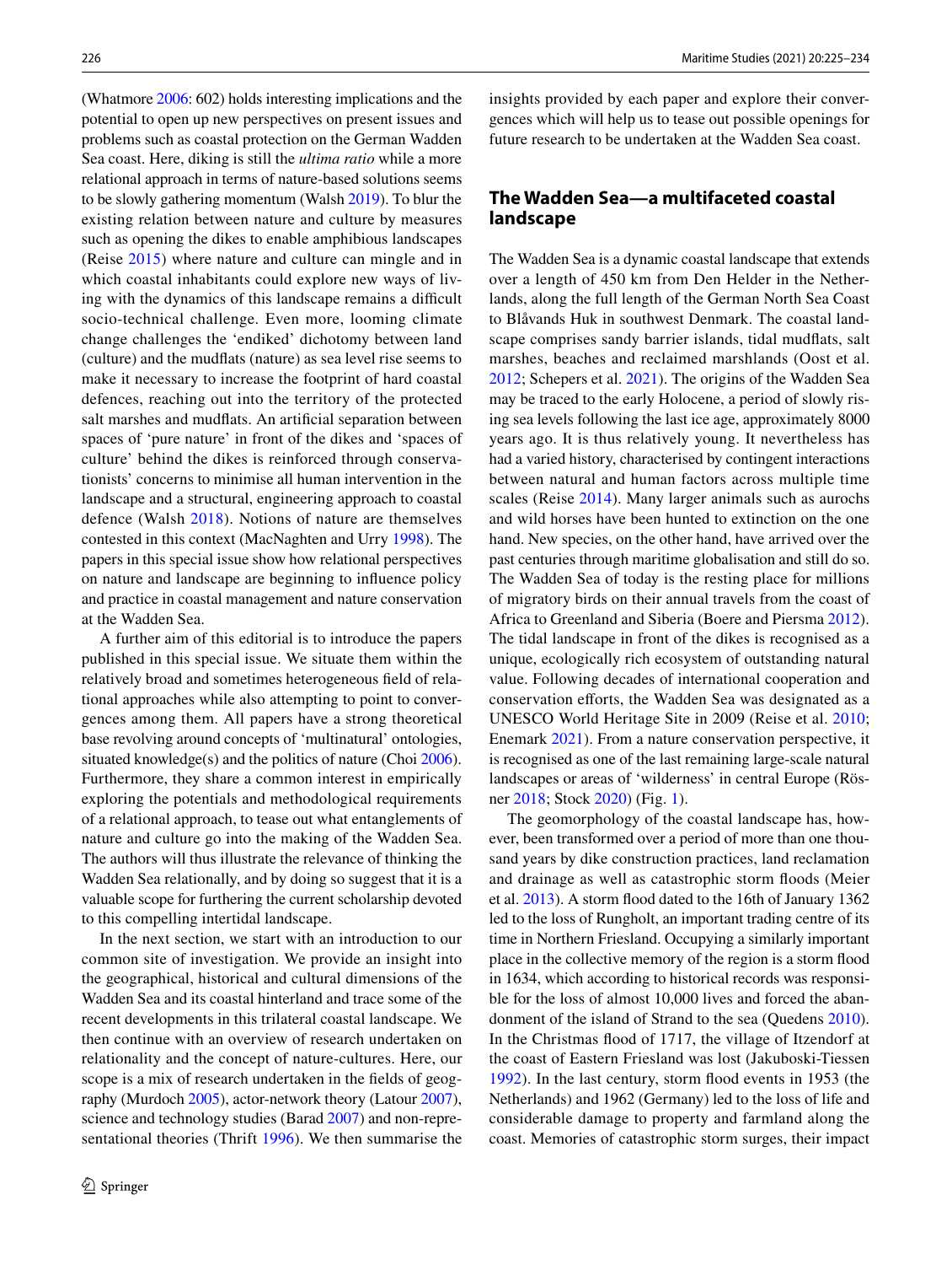(Whatmore 2006: 602) holds interesting implications and the potential to open up new perspectives on present issues and problems such as coastal protection on the German Wadden Sea coast. Here, diking is still the *ultima ratio* while a more relational approach in terms of nature-based solutions seems to be slowly gathering momentum (Walsh 2019). To blur the existing relation between nature and culture by measures such as opening the dikes to enable amphibious landscapes (Reise 2015) where nature and culture can mingle and in which coastal inhabitants could explore new ways of living with the dynamics of this landscape remains a difficult socio-technical challenge. Even more, looming climate change challenges the 'endiked' dichotomy between land (culture) and the mudflats (nature) as sea level rise seems to make it necessary to increase the footprint of hard coastal defences, reaching out into the territory of the protected salt marshes and mudflats. An artificial separation between spaces of 'pure nature' in front of the dikes and 'spaces of culture' behind the dikes is reinforced through conservationists' concerns to minimise all human intervention in the landscape and a structural, engineering approach to coastal defence (Walsh 2018). Notions of nature are themselves contested in this context (MacNaghten and Urry 1998). The papers in this special issue show how relational perspectives on nature and landscape are beginning to influence policy and practice in coastal management and nature conservation at the Wadden Sea.

A further aim of this editorial is to introduce the papers published in this special issue. We situate them within the relatively broad and sometimes heterogeneous field of relational approaches while also attempting to point to convergences among them. All papers have a strong theoretical base revolving around concepts of 'multinatural' ontologies, situated knowledge(s) and the politics of nature (Choi 2006). Furthermore, they share a common interest in empirically exploring the potentials and methodological requirements of a relational approach, to tease out what entanglements of nature and culture go into the making of the Wadden Sea. The authors will thus illustrate the relevance of thinking the Wadden Sea relationally, and by doing so suggest that it is a valuable scope for furthering the current scholarship devoted to this compelling intertidal landscape.

In the next section, we start with an introduction to our common site of investigation. We provide an insight into the geographical, historical and cultural dimensions of the Wadden Sea and its coastal hinterland and trace some of the recent developments in this trilateral coastal landscape. We then continue with an overview of research undertaken on relationality and the concept of nature-cultures. Here, our scope is a mix of research undertaken in the fields of geography (Murdoch 2005), actor-network theory (Latour 2007), science and technology studies (Barad 2007) and non-representational theories (Thrift 1996). We then summarise the insights provided by each paper and explore their convergences which will help us to tease out possible openings for future research to be undertaken at the Wadden Sea coast.

## The Wadden Sea—a multifaceted coastal landscape

The Wadden Sea is a dynamic coastal landscape that extends over a length of 450 km from Den Helder in the Netherlands, along the full length of the German North Sea Coast to Blåvands Huk in southwest Denmark. The coastal landscape comprises sandy barrier islands, tidal mudflats, salt marshes, beaches and reclaimed marshlands (Oost et al. 2012; Schepers et al. 2021). The origins of the Wadden Sea may be traced to the early Holocene, a period of slowly rising sea levels following the last ice age, approximately 8000 years ago. It is thus relatively young. It nevertheless has had a varied history, characterised by contingent interactions between natural and human factors across multiple time scales (Reise 2014). Many larger animals such as aurochs and wild horses have been hunted to extinction on the one hand. New species, on the other hand, have arrived over the past centuries through maritime globalisation and still do so. The Wadden Sea of today is the resting place for millions of migratory birds on their annual travels from the coast of Africa to Greenland and Siberia (Boere and Piersma 2012). The tidal landscape in front of the dikes is recognised as a unique, ecologically rich ecosystem of outstanding natural value. Following decades of international cooperation and conservation efforts, the Wadden Sea was designated as a UNESCO World Heritage Site in 2009 (Reise et al. 2010; Enemark 2021). From a nature conservation perspective, it is recognised as one of the last remaining large-scale natural landscapes or areas of 'wilderness' in central Europe (Rösner 2018; Stock 2020) (Fig. 1).

The geomorphology of the coastal landscape has, however, been transformed over a period of more than one thousand years by dike construction practices, land reclamation and drainage as well as catastrophic storm floods (Meier et al. 2013). A storm flood dated to the 16th of January 1362 led to the loss of Rungholt, an important trading centre of its time in Northern Friesland. Occupying a similarly important place in the collective memory of the region is a storm flood in 1634, which according to historical records was responsible for the loss of almost 10,000 lives and forced the abandonment of the island of Strand to the sea (Quedens 2010). In the Christmas flood of 1717, the village of Itzendorf at the coast of Eastern Friesland was lost (Jakuboski-Tiessen 1992). In the last century, storm flood events in 1953 (the Netherlands) and 1962 (Germany) led to the loss of life and considerable damage to property and farmland along the coast. Memories of catastrophic storm surges, their impact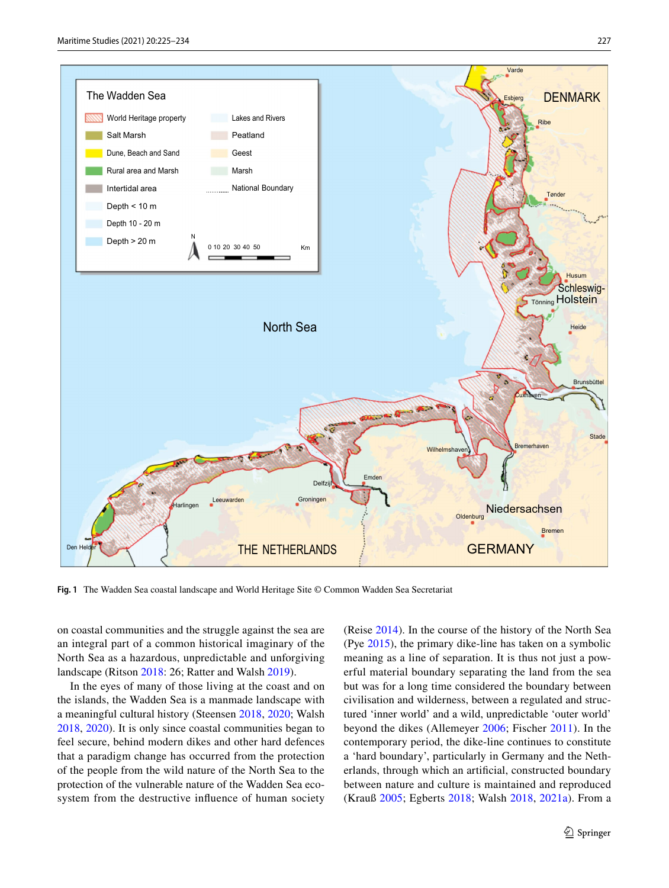**Fig. 1** The Wadden Sea coastal landscape and World Heritage Site © Common Wadden Sea Secretariat

on coastal communities and the struggle against the sea are an integral part of a common historical imaginary of the North Sea as a hazardous, unpredictable and unforgiving landscape (Ritson 2018: 26; Ratter and Walsh 2019).

In the eyes of many of those living at the coast and on the islands, the Wadden Sea is a manmade landscape with a meaningful cultural history (Steensen 2018, 2020; Walsh 2018, 2020). It is only since coastal communities began to feel secure, behind modern dikes and other hard defences that a paradigm change has occurred from the protection of the people from the wild nature of the North Sea to the protection of the vulnerable nature of the Wadden Sea ecosystem from the destructive influence of human society (Reise 2014). In the course of the history of the North Sea (Pye 2015), the primary dike-line has taken on a symbolic meaning as a line of separation. It is thus not just a powerful material boundary separating the land from the sea but was for a long time considered the boundary between civilisation and wilderness, between a regulated and structured 'inner world' and a wild, unpredictable 'outer world' beyond the dikes (Allemeyer 2006; Fischer 2011). In the contemporary period, the dike-line continues to constitute a 'hard boundary', particularly in Germany and the Netherlands, through which an artificial, constructed boundary between nature and culture is maintained and reproduced (Krauß 2005; Egberts 2018; Walsh 2018, 2021a). From a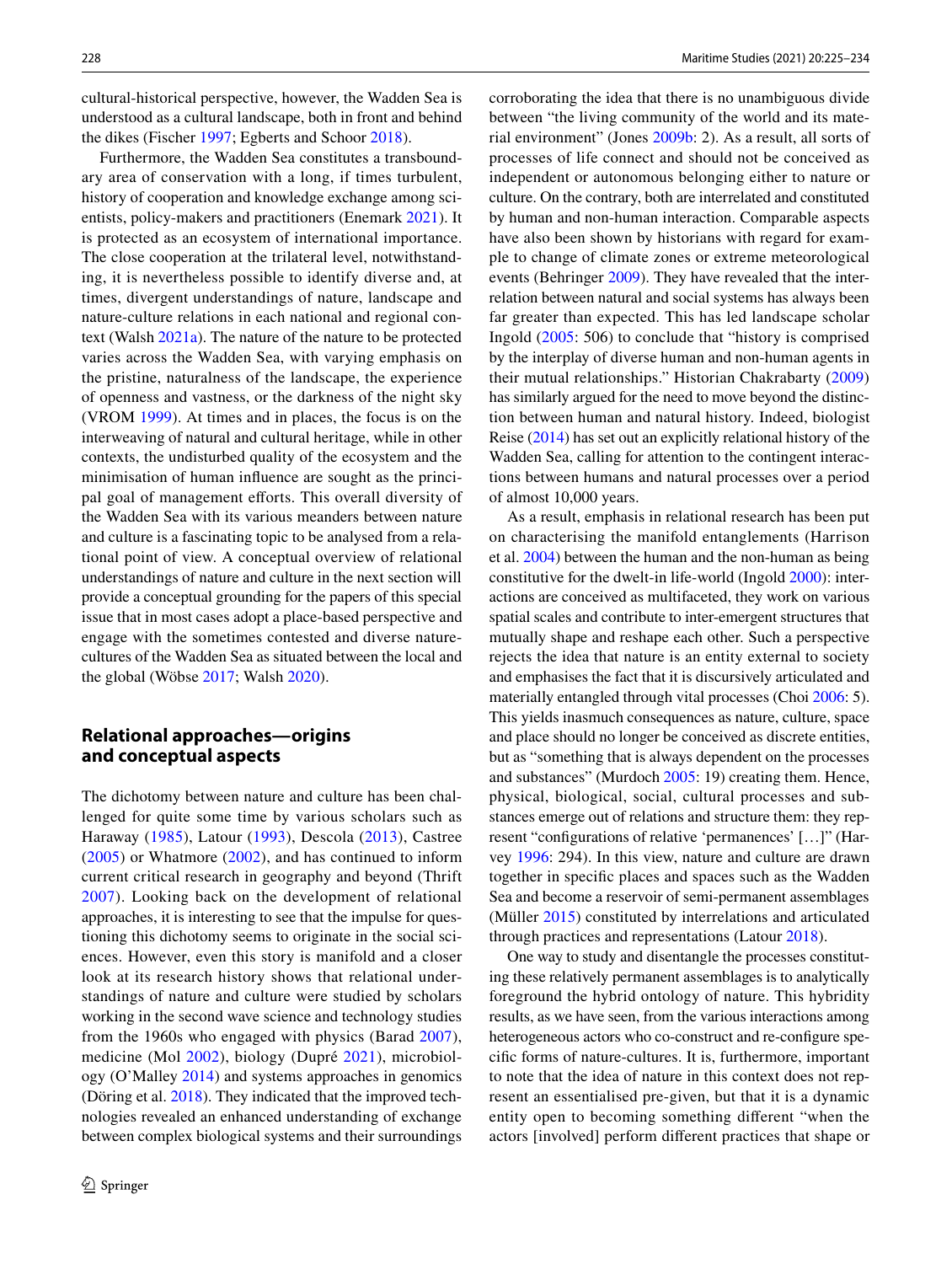cultural-historical perspective, however, the Wadden Sea is understood as a cultural landscape, both in front and behind the dikes (Fischer 1997; Egberts and Schoor 2018).

Furthermore, the Wadden Sea constitutes a transboundary area of conservation with a long, if times turbulent, history of cooperation and knowledge exchange among scientists, policy-makers and practitioners (Enemark 2021). It is protected as an ecosystem of international importance. The close cooperation at the trilateral level, notwithstanding, it is nevertheless possible to identify diverse and, at times, divergent understandings of nature, landscape and nature-culture relations in each national and regional context (Walsh 2021a). The nature of the nature to be protected varies across the Wadden Sea, with varying emphasis on the pristine, naturalness of the landscape, the experience of openness and vastness, or the darkness of the night sky (VROM 1999). At times and in places, the focus is on the interweaving of natural and cultural heritage, while in other contexts, the undisturbed quality of the ecosystem and the minimisation of human influence are sought as the principal goal of management efforts. This overall diversity of the Wadden Sea with its various meanders between nature and culture is a fascinating topic to be analysed from a relational point of view. A conceptual overview of relational understandings of nature and culture in the next section will provide a conceptual grounding for the papers of this special issue that in most cases adopt a place-based perspective and engage with the sometimes contested and diverse nature-cultures of the Wadden Sea as situated between the local and the global (Wöbse 2017; Walsh 2020).

## Relational approaches—origins and conceptual aspects

The dichotomy between nature and culture has been challenged for quite some time by various scholars such as Haraway (1985), Latour (1993), Descola (2013), Castree (2005) or Whatmore (2002), and has continued to inform current critical research in geography and beyond (Thrift 2007). Looking back on the development of relational approaches, it is interesting to see that the impulse for questioning this dichotomy seems to originate in the social sciences. However, even this story is manifold and a closer look at its research history shows that relational understandings of nature and culture were studied by scholars working in the second wave science and technology studies from the 1960s who engaged with physics (Barad 2007), medicine (Mol 2002), biology (Dupré 2021), microbiology (O'Malley 2014) and systems approaches in genomics (Döring et al. 2018). They indicated that the improved technologies revealed an enhanced understanding of exchange between complex biological systems and their surroundings corroborating the idea that there is no unambiguous divide between "the living community of the world and its material environment" (Jones 2009b: 2). As a result, all sorts of processes of life connect and should not be conceived as independent or autonomous belonging either to nature or culture. On the contrary, both are interrelated and constituted by human and non-human interaction. Comparable aspects have also been shown by historians with regard for example to change of climate zones or extreme meteorological events (Behringer 2009). They have revealed that the interrelation between natural and social systems has always been far greater than expected. This has led landscape scholar Ingold (2005: 506) to conclude that "history is comprised by the interplay of diverse human and non-human agents in their mutual relationships." Historian Chakrabarty (2009) has similarly argued for the need to move beyond the distinction between human and natural history. Indeed, biologist Reise (2014) has set out an explicitly relational history of the Wadden Sea, calling for attention to the contingent interactions between humans and natural processes over a period of almost 10,000 years.

As a result, emphasis in relational research has been put on characterising the manifold entanglements (Harrison et al. 2004) between the human and the non-human as being constitutive for the dwelt-in life-world (Ingold 2000): interactions are conceived as multifaceted, they work on various spatial scales and contribute to inter-emergent structures that mutually shape and reshape each other. Such a perspective rejects the idea that nature is an entity external to society and emphasises the fact that it is discursively articulated and materially entangled through vital processes (Choi 2006: 5). This yields inasmuch consequences as nature, culture, space and place should no longer be conceived as discrete entities, but as "something that is always dependent on the processes and substances" (Murdoch 2005: 19) creating them. Hence, physical, biological, social, cultural processes and substances emerge out of relations and structure them: they represent "configurations of relative 'permanences' […]" (Harvey 1996: 294). In this view, nature and culture are drawn together in specific places and spaces such as the Wadden Sea and become a reservoir of semi-permanent assemblages (Müller 2015) constituted by interrelations and articulated through practices and representations (Latour 2018).

One way to study and disentangle the processes constituting these relatively permanent assemblages is to analytically foreground the hybrid ontology of nature. This hybridity results, as we have seen, from the various interactions among heterogeneous actors who co-construct and re-configure specific forms of nature-cultures. It is, furthermore, important to note that the idea of nature in this context does not represent an essentialised pre-given, but that it is a dynamic entity open to becoming something different "when the actors [involved] perform different practices that shape or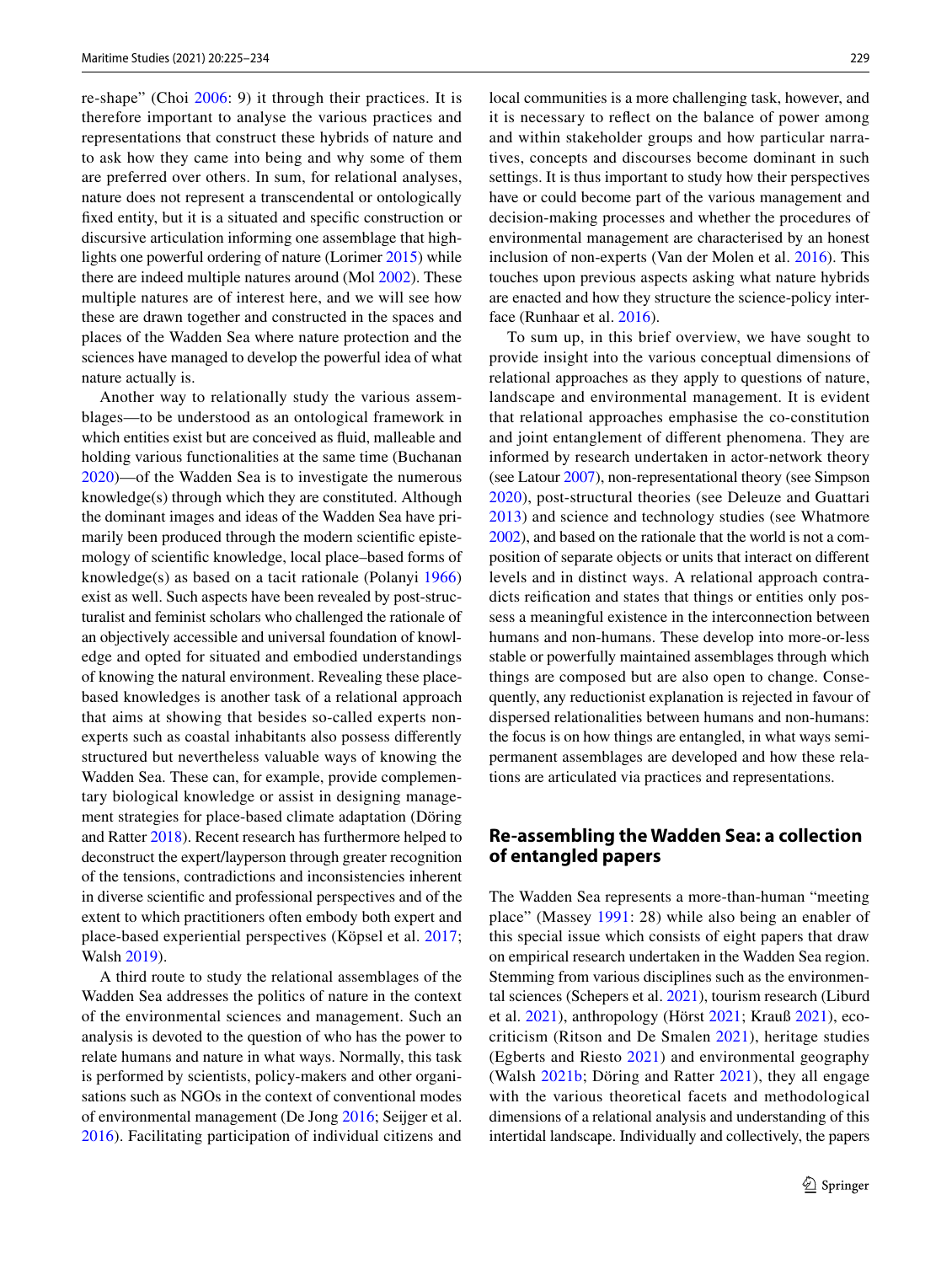re-shape" (Choi 2006: 9) it through their practices. It is therefore important to analyse the various practices and representations that construct these hybrids of nature and to ask how they came into being and why some of them are preferred over others. In sum, for relational analyses, nature does not represent a transcendental or ontologically fixed entity, but it is a situated and specific construction or discursive articulation informing one assemblage that highlights one powerful ordering of nature (Lorimer 2015) while there are indeed multiple natures around (Mol 2002). These multiple natures are of interest here, and we will see how these are drawn together and constructed in the spaces and places of the Wadden Sea where nature protection and the sciences have managed to develop the powerful idea of what nature actually is.

Another way to relationally study the various assemblages—to be understood as an ontological framework in which entities exist but are conceived as fluid, malleable and holding various functionalities at the same time (Buchanan 2020)—of the Wadden Sea is to investigate the numerous knowledge(s) through which they are constituted. Although the dominant images and ideas of the Wadden Sea have primarily been produced through the modern scientific epistemology of scientific knowledge, local place–based forms of knowledge(s) as based on a tacit rationale (Polanyi 1966) exist as well. Such aspects have been revealed by post-structuralist and feminist scholars who challenged the rationale of an objectively accessible and universal foundation of knowledge and opted for situated and embodied understandings of knowing the natural environment. Revealing these place-based knowledges is another task of a relational approach that aims at showing that besides so-called experts non-experts such as coastal inhabitants also possess differently structured but nevertheless valuable ways of knowing the Wadden Sea. These can, for example, provide complementary biological knowledge or assist in designing management strategies for place-based climate adaptation (Döring and Ratter 2018). Recent research has furthermore helped to deconstruct the expert/layperson through greater recognition of the tensions, contradictions and inconsistencies inherent in diverse scientific and professional perspectives and of the extent to which practitioners often embody both expert and place-based experiential perspectives (Köpsel et al. 2017; Walsh 2019).

A third route to study the relational assemblages of the Wadden Sea addresses the politics of nature in the context of the environmental sciences and management. Such an analysis is devoted to the question of who has the power to relate humans and nature in what ways. Normally, this task is performed by scientists, policy-makers and other organisations such as NGOs in the context of conventional modes of environmental management (De Jong 2016; Seijger et al. 2016). Facilitating participation of individual citizens and local communities is a more challenging task, however, and it is necessary to reflect on the balance of power among and within stakeholder groups and how particular narratives, concepts and discourses become dominant in such settings. It is thus important to study how their perspectives have or could become part of the various management and decision-making processes and whether the procedures of environmental management are characterised by an honest inclusion of non-experts (Van der Molen et al. 2016). This touches upon previous aspects asking what nature hybrids are enacted and how they structure the science-policy interface (Runhaar et al. 2016).

To sum up, in this brief overview, we have sought to provide insight into the various conceptual dimensions of relational approaches as they apply to questions of nature, landscape and environmental management. It is evident that relational approaches emphasise the co-constitution and joint entanglement of different phenomena. They are informed by research undertaken in actor-network theory (see Latour 2007), non-representational theory (see Simpson 2020), post-structural theories (see Deleuze and Guattari 2013) and science and technology studies (see Whatmore 2002), and based on the rationale that the world is not a composition of separate objects or units that interact on different levels and in distinct ways. A relational approach contradicts reification and states that things or entities only possess a meaningful existence in the interconnection between humans and non-humans. These develop into more-or-less stable or powerfully maintained assemblages through which things are composed but are also open to change. Consequently, any reductionist explanation is rejected in favour of dispersed relationalities between humans and non-humans: the focus is on how things are entangled, in what ways semi-permanent assemblages are developed and how these relations are articulated via practices and representations.

## Re-assembling the Wadden Sea: a collection of entangled papers

The Wadden Sea represents a more-than-human "meeting place" (Massey 1991: 28) while also being an enabler of this special issue which consists of eight papers that draw on empirical research undertaken in the Wadden Sea region. Stemming from various disciplines such as the environmental sciences (Schepers et al. 2021), tourism research (Liburd et al. 2021), anthropology (Hörst 2021; Krauß 2021), ecocriticism (Ritson and De Smalen 2021), heritage studies (Egberts and Riesto 2021) and environmental geography (Walsh 2021b; Döring and Ratter 2021), they all engage with the various theoretical facets and methodological dimensions of a relational analysis and understanding of this intertidal landscape. Individually and collectively, the papers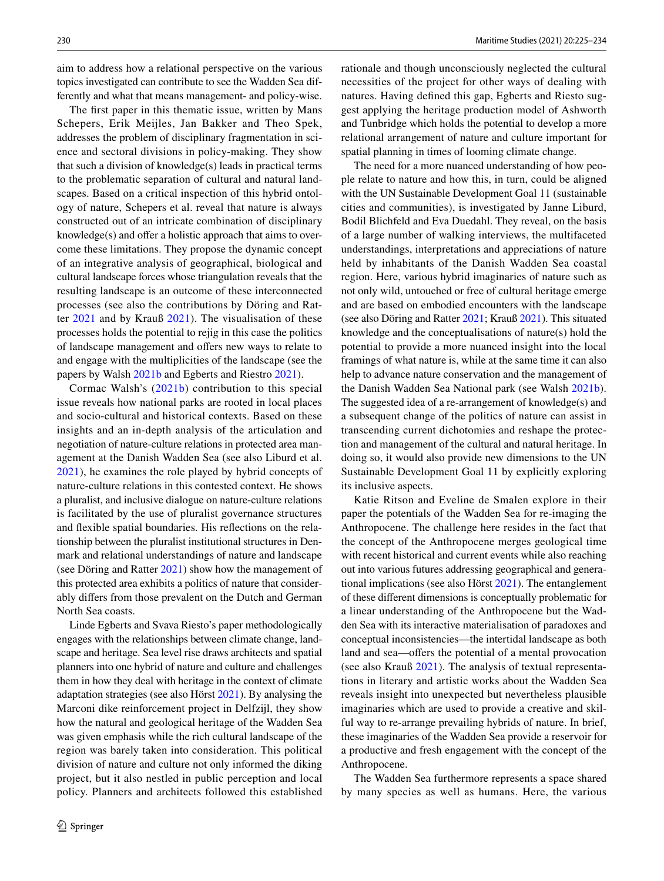aim to address how a relational perspective on the various topics investigated can contribute to see the Wadden Sea differently and what that means management- and policy-wise.

The first paper in this thematic issue, written by Mans Schepers, Erik Meijles, Jan Bakker and Theo Spek, addresses the problem of disciplinary fragmentation in science and sectoral divisions in policy-making. They show that such a division of knowledge(s) leads in practical terms to the problematic separation of cultural and natural landscapes. Based on a critical inspection of this hybrid ontology of nature, Schepers et al. reveal that nature is always constructed out of an intricate combination of disciplinary knowledge(s) and offer a holistic approach that aims to overcome these limitations. They propose the dynamic concept of an integrative analysis of geographical, biological and cultural landscape forces whose triangulation reveals that the resulting landscape is an outcome of these interconnected processes (see also the contributions by Döring and Ratter 2021 and by Krauß 2021). The visualisation of these processes holds the potential to rejig in this case the politics of landscape management and offers new ways to relate to and engage with the multiplicities of the landscape (see the papers by Walsh 2021b and Egberts and Riestro 2021).

Cormac Walsh's (2021b) contribution to this special issue reveals how national parks are rooted in local places and socio-cultural and historical contexts. Based on these insights and an in-depth analysis of the articulation and negotiation of nature-culture relations in protected area management at the Danish Wadden Sea (see also Liburd et al. 2021), he examines the role played by hybrid concepts of nature-culture relations in this contested context. He shows a pluralist, and inclusive dialogue on nature-culture relations is facilitated by the use of pluralist governance structures and flexible spatial boundaries. His reflections on the relationship between the pluralist institutional structures in Denmark and relational understandings of nature and landscape (see Döring and Ratter 2021) show how the management of this protected area exhibits a politics of nature that considerably differs from those prevalent on the Dutch and German North Sea coasts.

Linde Egberts and Svava Riesto's paper methodologically engages with the relationships between climate change, landscape and heritage. Sea level rise draws architects and spatial planners into one hybrid of nature and culture and challenges them in how they deal with heritage in the context of climate adaptation strategies (see also Hörst 2021). By analysing the Marconi dike reinforcement project in Delfzijl, they show how the natural and geological heritage of the Wadden Sea was given emphasis while the rich cultural landscape of the region was barely taken into consideration. This political division of nature and culture not only informed the diking project, but it also nestled in public perception and local policy. Planners and architects followed this established rationale and though unconsciously neglected the cultural necessities of the project for other ways of dealing with natures. Having defined this gap, Egberts and Riesto suggest applying the heritage production model of Ashworth and Tunbridge which holds the potential to develop a more relational arrangement of nature and culture important for spatial planning in times of looming climate change.

The need for a more nuanced understanding of how people relate to nature and how this, in turn, could be aligned with the UN Sustainable Development Goal 11 (sustainable cities and communities), is investigated by Janne Liburd, Bodil Blichfeld and Eva Duedahl. They reveal, on the basis of a large number of walking interviews, the multifaceted understandings, interpretations and appreciations of nature held by inhabitants of the Danish Wadden Sea coastal region. Here, various hybrid imaginaries of nature such as not only wild, untouched or free of cultural heritage emerge and are based on embodied encounters with the landscape (see also Döring and Ratter 2021; Krauß 2021). This situated knowledge and the conceptualisations of nature(s) hold the potential to provide a more nuanced insight into the local framings of what nature is, while at the same time it can also help to advance nature conservation and the management of the Danish Wadden Sea National park (see Walsh 2021b). The suggested idea of a re-arrangement of knowledge(s) and a subsequent change of the politics of nature can assist in transcending current dichotomies and reshape the protection and management of the cultural and natural heritage. In doing so, it would also provide new dimensions to the UN Sustainable Development Goal 11 by explicitly exploring its inclusive aspects.

Katie Ritson and Eveline de Smalen explore in their paper the potentials of the Wadden Sea for re-imaging the Anthropocene. The challenge here resides in the fact that the concept of the Anthropocene merges geological time with recent historical and current events while also reaching out into various futures addressing geographical and generational implications (see also Hörst 2021). The entanglement of these different dimensions is conceptually problematic for a linear understanding of the Anthropocene but the Wadden Sea with its interactive materialisation of paradoxes and conceptual inconsistencies—the intertidal landscape as both land and sea—offers the potential of a mental provocation (see also Krauß 2021). The analysis of textual representations in literary and artistic works about the Wadden Sea reveals insight into unexpected but nevertheless plausible imaginaries which are used to provide a creative and skilful way to re-arrange prevailing hybrids of nature. In brief, these imaginaries of the Wadden Sea provide a reservoir for a productive and fresh engagement with the concept of the Anthropocene.

The Wadden Sea furthermore represents a space shared by many species as well as humans. Here, the various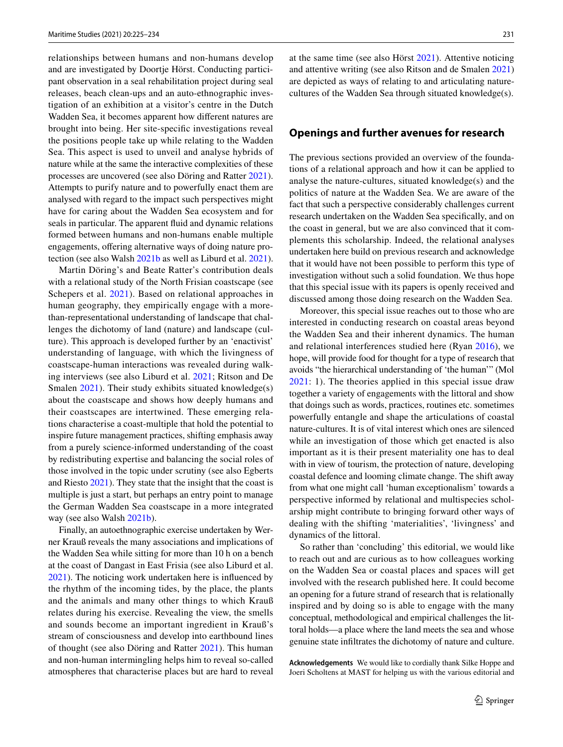relationships between humans and non-humans develop and are investigated by Doortje Hörst. Conducting participant observation in a seal rehabilitation project during seal releases, beach clean-ups and an auto-ethnographic investigation of an exhibition at a visitor's centre in the Dutch Wadden Sea, it becomes apparent how different natures are brought into being. Her site-specific investigations reveal the positions people take up while relating to the Wadden Sea. This aspect is used to unveil and analyse hybrids of nature while at the same the interactive complexities of these processes are uncovered (see also Döring and Ratter 2021). Attempts to purify nature and to powerfully enact them are analysed with regard to the impact such perspectives might have for caring about the Wadden Sea ecosystem and for seals in particular. The apparent fluid and dynamic relations formed between humans and non-humans enable multiple engagements, offering alternative ways of doing nature protection (see also Walsh 2021b as well as Liburd et al. 2021).

Martin Döring's and Beate Ratter's contribution deals with a relational study of the North Frisian coastscape (see Schepers et al. 2021). Based on relational approaches in human geography, they empirically engage with a more-than-representational understanding of landscape that challenges the dichotomy of land (nature) and landscape (culture). This approach is developed further by an 'enactivist' understanding of language, with which the livingness of coastscape-human interactions was revealed during walking interviews (see also Liburd et al. 2021; Ritson and De Smalen 2021). Their study exhibits situated knowledge(s) about the coastscape and shows how deeply humans and their coastscapes are intertwined. These emerging relations characterise a coast-multiple that hold the potential to inspire future management practices, shifting emphasis away from a purely science-informed understanding of the coast by redistributing expertise and balancing the social roles of those involved in the topic under scrutiny (see also Egberts and Riesto 2021). They state that the insight that the coast is multiple is just a start, but perhaps an entry point to manage the German Wadden Sea coastscape in a more integrated way (see also Walsh 2021b).

Finally, an autoethnographic exercise undertaken by Werner Krauß reveals the many associations and implications of the Wadden Sea while sitting for more than 10 h on a bench at the coast of Dangast in East Frisia (see also Liburd et al. 2021). The noticing work undertaken here is influenced by the rhythm of the incoming tides, by the place, the plants and the animals and many other things to which Krauß relates during his exercise. Revealing the view, the smells and sounds become an important ingredient in Krauß's stream of consciousness and develop into earthbound lines of thought (see also Döring and Ratter 2021). This human and non-human intermingling helps him to reveal so-called atmospheres that characterise places but are hard to reveal at the same time (see also Hörst 2021). Attentive noticing and attentive writing (see also Ritson and de Smalen 2021) are depicted as ways of relating to and articulating nature-cultures of the Wadden Sea through situated knowledge(s).

## Openings and further avenues for research

The previous sections provided an overview of the foundations of a relational approach and how it can be applied to analyse the nature-cultures, situated knowledge(s) and the politics of nature at the Wadden Sea. We are aware of the fact that such a perspective considerably challenges current research undertaken on the Wadden Sea specifically, and on the coast in general, but we are also convinced that it complements this scholarship. Indeed, the relational analyses undertaken here build on previous research and acknowledge that it would have not been possible to perform this type of investigation without such a solid foundation. We thus hope that this special issue with its papers is openly received and discussed among those doing research on the Wadden Sea.

Moreover, this special issue reaches out to those who are interested in conducting research on coastal areas beyond the Wadden Sea and their inherent dynamics. The human and relational interferences studied here (Ryan 2016), we hope, will provide food for thought for a type of research that avoids "the hierarchical understanding of 'the human'" (Mol 2021: 1). The theories applied in this special issue draw together a variety of engagements with the littoral and show that doings such as words, practices, routines etc. sometimes powerfully entangle and shape the articulations of coastal nature-cultures. It is of vital interest which ones are silenced while an investigation of those which get enacted is also important as it is their present materiality one has to deal with in view of tourism, the protection of nature, developing coastal defence and looming climate change. The shift away from what one might call 'human exceptionalism' towards a perspective informed by relational and multispecies scholarship might contribute to bringing forward other ways of dealing with the shifting 'materialities', 'livingness' and dynamics of the littoral.

So rather than 'concluding' this editorial, we would like to reach out and are curious as to how colleagues working on the Wadden Sea or coastal places and spaces will get involved with the research published here. It could become an opening for a future strand of research that is relationally inspired and by doing so is able to engage with the many conceptual, methodological and empirical challenges the littoral holds—a place where the land meets the sea and whose genuine state infiltrates the dichotomy of nature and culture.

**Acknowledgements** We would like to cordially thank Silke Hoppe and Joeri Scholtens at MAST for helping us with the various editorial and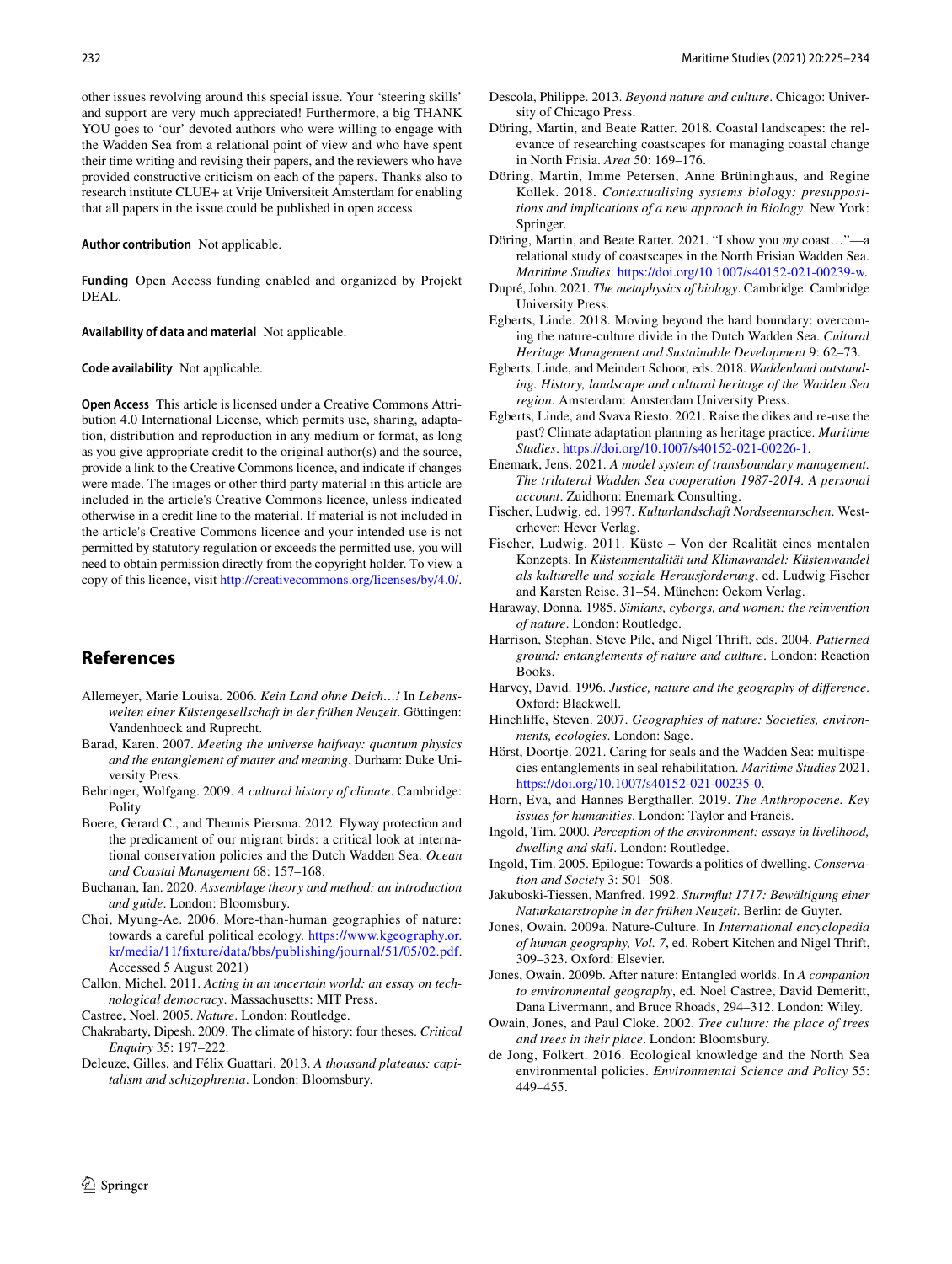other issues revolving around this special issue. Your 'steering skills' and support are very much appreciated! Furthermore, a big THANK YOU goes to 'our' devoted authors who were willing to engage with the Wadden Sea from a relational point of view and who have spent their time writing and revising their papers, and the reviewers who have provided constructive criticism on each of the papers. Thanks also to research institute CLUE+ at Vrije Universiteit Amsterdam for enabling that all papers in the issue could be published in open access.

**Author contribution** Not applicable.

**Funding** Open Access funding enabled and organized by Projekt DEAL.

**Availability of data and material** Not applicable.

**Code availability** Not applicable.

**Open Access** This article is licensed under a Creative Commons Attribution 4.0 International License, which permits use, sharing, adaptation, distribution and reproduction in any medium or format, as long as you give appropriate credit to the original author(s) and the source, provide a link to the Creative Commons licence, and indicate if changes were made. The images or other third party material in this article are included in the article's Creative Commons licence, unless indicated otherwise in a credit line to the material. If material is not included in the article's Creative Commons licence and your intended use is not permitted by statutory regulation or exceeds the permitted use, you will need to obtain permission directly from the copyright holder. To view a copy of this licence, visit http://creativecommons.org/licenses/by/4.0/.

## References

Allemeyer, Marie Louisa. 2006. *Kein Land ohne Deich…!* In *Lebenswelten einer Küstengesellschaft in der frühen Neuzeit*. Göttingen: Vandenhoeck and Ruprecht.

Barad, Karen. 2007. *Meeting the universe halfway: quantum physics and the entanglement of matter and meaning*. Durham: Duke University Press.

Behringer, Wolfgang. 2009. *A cultural history of climate*. Cambridge: Polity.

Boere, Gerard C., and Theunis Piersma. 2012. Flyway protection and the predicament of our migrant birds: a critical look at international conservation policies and the Dutch Wadden Sea. *Ocean and Coastal Management* 68: 157–168.

Buchanan, Ian. 2020. *Assemblage theory and method: an introduction and guide*. London: Bloomsbury.

Choi, Myung-Ae. 2006. More-than-human geographies of nature: towards a careful political ecology. https://www.kgeography.or.kr/media/11/fixture/data/bbs/publishing/journal/51/05/02.pdf. Accessed 5 August 2021)

Callon, Michel. 2011. *Acting in an uncertain world: an essay on technological democracy*. Massachusetts: MIT Press.

Castree, Noel. 2005. *Nature*. London: Routledge.

Chakrabarty, Dipesh. 2009. The climate of history: four theses. *Critical Enquiry* 35: 197–222.

Deleuze, Gilles, and Félix Guattari. 2013. *A thousand plateaus: capitalism and schizophrenia*. London: Bloomsbury.

Descola, Philippe. 2013. *Beyond nature and culture*. Chicago: University of Chicago Press.

Döring, Martin, and Beate Ratter. 2018. Coastal landscapes: the relevance of researching coastscapes for managing coastal change in North Frisia. *Area* 50: 169–176.

Döring, Martin, Imme Petersen, Anne Brüninghaus, and Regine Kollek. 2018. *Contextualising systems biology: presuppositions and implications of a new approach in Biology*. New York: Springer.

Döring, Martin, and Beate Ratter. 2021. "I show you *my* coast…"—a relational study of coastscapes in the North Frisian Wadden Sea. *Maritime Studies*. https://doi.org/10.1007/s40152-021-00239-w.

Dupré, John. 2021. *The metaphysics of biology*. Cambridge: Cambridge University Press.

Egberts, Linde. 2018. Moving beyond the hard boundary: overcoming the nature-culture divide in the Dutch Wadden Sea. *Cultural Heritage Management and Sustainable Development* 9: 62–73.

Egberts, Linde, and Meindert Schoor, eds. 2018. *Waddenland outstanding. History, landscape and cultural heritage of the Wadden Sea region*. Amsterdam: Amsterdam University Press.

Egberts, Linde, and Svava Riesto. 2021. Raise the dikes and re-use the past? Climate adaptation planning as heritage practice. *Maritime Studies*. https://doi.org/10.1007/s40152-021-00226-1.

Enemark, Jens. 2021. *A model system of transboundary management. The trilateral Wadden Sea cooperation 1987-2014. A personal account*. Zuidhorn: Enemark Consulting.

Fischer, Ludwig, ed. 1997. *Kulturlandschaft Nordseemarschen*. Westerhever: Hever Verlag.

Fischer, Ludwig. 2011. Küste – Von der Realität eines mentalen Konzepts. In *Küstenmentalität und Klimawandel: Küstenwandel als kulturelle und soziale Herausforderung*, ed. Ludwig Fischer and Karsten Reise, 31–54. München: Oekom Verlag.

Haraway, Donna. 1985. *Simians, cyborgs, and women: the reinvention of nature*. London: Routledge.

Harrison, Stephan, Steve Pile, and Nigel Thrift, eds. 2004. *Patterned ground: entanglements of nature and culture*. London: Reaction Books.

Harvey, David. 1996. *Justice, nature and the geography of difference*. Oxford: Blackwell.

Hinchliffe, Steven. 2007. *Geographies of nature: Societies, environments, ecologies*. London: Sage.

Hörst, Doortje. 2021. Caring for seals and the Wadden Sea: multispecies entanglements in seal rehabilitation. *Maritime Studies* 2021. https://doi.org/10.1007/s40152-021-00235-0.

Horn, Eva, and Hannes Bergthaller. 2019. *The Anthropocene. Key issues for humanities*. London: Taylor and Francis.

Ingold, Tim. 2000. *Perception of the environment: essays in livelihood, dwelling and skill*. London: Routledge.

Ingold, Tim. 2005. Epilogue: Towards a politics of dwelling. *Conservation and Society* 3: 501–508.

Jakuboski-Tiessen, Manfred. 1992. *Sturmflut 1717: Bewältigung einer Naturkatarstrophe in der frühen Neuzeit*. Berlin: de Guyter.

Jones, Owain. 2009a. Nature-Culture. In *International encyclopedia of human geography, Vol. 7*, ed. Robert Kitchen and Nigel Thrift, 309–323. Oxford: Elsevier.

Jones, Owain. 2009b. After nature: Entangled worlds. In *A companion to environmental geography*, ed. Noel Castree, David Demeritt, Dana Livermann, and Bruce Rhoads, 294–312. London: Wiley.

Owain, Jones, and Paul Cloke. 2002. *Tree culture: the place of trees and trees in their place*. London: Bloomsbury.

de Jong, Folkert. 2016. Ecological knowledge and the North Sea environmental policies. *Environmental Science and Policy* 55: 449–455.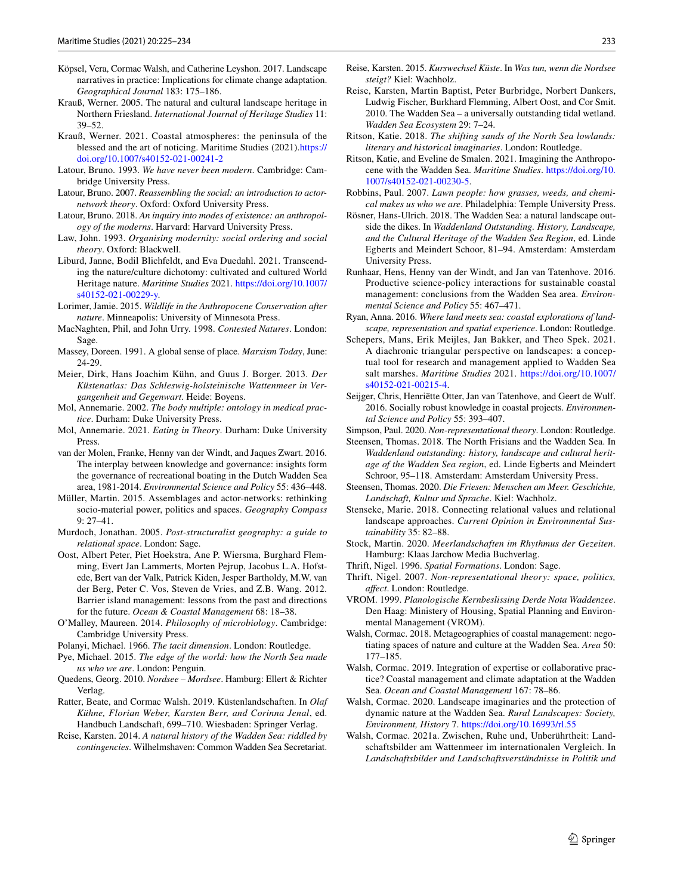Köpsel, Vera, Cormac Walsh, and Catherine Leyshon. 2017. Landscape narratives in practice: Implications for climate change adaptation. *Geographical Journal* 183: 175–186.

Krauß, Werner. 2005. The natural and cultural landscape heritage in Northern Friesland. *International Journal of Heritage Studies* 11: 39–52.

Krauß, Werner. 2021. Coastal atmospheres: the peninsula of the blessed and the art of noticing. Maritime Studies (2021).https://doi.org/10.1007/s40152-021-00241-2

Latour, Bruno. 1993. *We have never been modern*. Cambridge: Cambridge University Press.

Latour, Bruno. 2007. *Reassembling the social: an introduction to actor-network theory*. Oxford: Oxford University Press.

Latour, Bruno. 2018. *An inquiry into modes of existence: an anthropology of the moderns*. Harvard: Harvard University Press.

Law, John. 1993. *Organising modernity: social ordering and social theory*. Oxford: Blackwell.

Liburd, Janne, Bodil Blichfeldt, and Eva Duedahl. 2021. Transcending the nature/culture dichotomy: cultivated and cultured World Heritage nature. *Maritime Studies* 2021. https://doi.org/10.1007/s40152-021-00229-y.

Lorimer, Jamie. 2015. *Wildlife in the Anthropocene Conservation after nature*. Minneapolis: University of Minnesota Press.

MacNaghten, Phil, and John Urry. 1998. *Contested Natures*. London: Sage.

Massey, Doreen. 1991. A global sense of place. *Marxism Today*, June: 24-29.

Meier, Dirk, Hans Joachim Kühn, and Guus J. Borger. 2013. *Der Küstenatlas: Das Schleswig-holsteinische Wattenmeer in Vergangenheit und Gegenwart*. Heide: Boyens.

Mol, Annemarie. 2002. *The body multiple: ontology in medical practice*. Durham: Duke University Press.

Mol, Annemarie. 2021. *Eating in Theory*. Durham: Duke University Press.

van der Molen, Franke, Henny van der Windt, and Jaques Zwart. 2016. The interplay between knowledge and governance: insights form the governance of recreational boating in the Dutch Wadden Sea area, 1981-2014. *Environmental Science and Policy* 55: 436–448.

Müller, Martin. 2015. Assemblages and actor-networks: rethinking socio-material power, politics and spaces. *Geography Compass* 9: 27–41.

Murdoch, Jonathan. 2005. *Post-structuralist geography: a guide to relational space*. London: Sage.

Oost, Albert Peter, Piet Hoekstra, Ane P. Wiersma, Burghard Flemming, Evert Jan Lammerts, Morten Pejrup, Jacobus L.A. Hofstede, Bert van der Valk, Patrick Kiden, Jesper Bartholdy, M.W. van der Berg, Peter C. Vos, Steven de Vries, and Z.B. Wang. 2012. Barrier island management: lessons from the past and directions for the future. *Ocean & Coastal Management* 68: 18–38.

O'Malley, Maureen. 2014. *Philosophy of microbiology*. Cambridge: Cambridge University Press.

Polanyi, Michael. 1966. *The tacit dimension*. London: Routledge.

Pye, Michael. 2015. *The edge of the world: how the North Sea made us who we are*. London: Penguin.

Quedens, Georg. 2010. *Nordsee – Mordsee*. Hamburg: Ellert & Richter Verlag.

Ratter, Beate, and Cormac Walsh. 2019. Küstenlandschaften. In *Olaf Kühne, Florian Weber, Karsten Berr, and Corinna Jenal*, ed. Handbuch Landschaft, 699–710. Wiesbaden: Springer Verlag.

Reise, Karsten. 2014. *A natural history of the Wadden Sea: riddled by contingencies*. Wilhelmshaven: Common Wadden Sea Secretariat.

Reise, Karsten. 2015. *Kurswechsel Küste*. In *Was tun, wenn die Nordsee steigt?* Kiel: Wachholz.

Reise, Karsten, Martin Baptist, Peter Burbridge, Norbert Dankers, Ludwig Fischer, Burkhard Flemming, Albert Oost, and Cor Smit. 2010. The Wadden Sea – a universally outstanding tidal wetland. *Wadden Sea Ecosystem* 29: 7–24.

Ritson, Katie. 2018. *The shifting sands of the North Sea lowlands: literary and historical imaginaries*. London: Routledge.

Ritson, Katie, and Eveline de Smalen. 2021. Imagining the Anthropocene with the Wadden Sea. *Maritime Studies*. https://doi.org/10.1007/s40152-021-00230-5.

Robbins, Paul. 2007. *Lawn people: how grasses, weeds, and chemical makes us who we are*. Philadelphia: Temple University Press.

Rösner, Hans-Ulrich. 2018. The Wadden Sea: a natural landscape outside the dikes. In *Waddenland Outstanding. History, Landscape, and the Cultural Heritage of the Wadden Sea Region*, ed. Linde Egberts and Meindert Schoor, 81–94. Amsterdam: Amsterdam University Press.

Runhaar, Hens, Henny van der Windt, and Jan van Tatenhove. 2016. Productive science-policy interactions for sustainable coastal management: conclusions from the Wadden Sea area. *Environmental Science and Policy* 55: 467–471.

Ryan, Anna. 2016. *Where land meets sea: coastal explorations of landscape, representation and spatial experience*. London: Routledge.

Schepers, Mans, Erik Meijles, Jan Bakker, and Theo Spek. 2021. A diachronic triangular perspective on landscapes: a conceptual tool for research and management applied to Wadden Sea salt marshes. *Maritime Studies* 2021. https://doi.org/10.1007/s40152-021-00215-4.

Seijger, Chris, Henriëtte Otter, Jan van Tatenhove, and Geert de Wulf. 2016. Socially robust knowledge in coastal projects. *Environmental Science and Policy* 55: 393–407.

Simpson, Paul. 2020. *Non-representational theory*. London: Routledge.

Steensen, Thomas. 2018. The North Frisians and the Wadden Sea. In *Waddenland outstanding: history, landscape and cultural heritage of the Wadden Sea region*, ed. Linde Egberts and Meindert Schroor, 95–118. Amsterdam: Amsterdam University Press.

Steensen, Thomas. 2020. *Die Friesen: Menschen am Meer. Geschichte, Landschaft, Kultur und Sprache*. Kiel: Wachholz.

Stenseke, Marie. 2018. Connecting relational values and relational landscape approaches. *Current Opinion in Environmental Sustainability* 35: 82–88.

Stock, Martin. 2020. *Meerlandschaften im Rhythmus der Gezeiten*. Hamburg: Klaas Jarchow Media Buchverlag.

Thrift, Nigel. 1996. *Spatial Formations*. London: Sage.

Thrift, Nigel. 2007. *Non-representational theory: space, politics, affect*. London: Routledge.

VROM. 1999. *Planologische Kernbeslissing Derde Nota Waddenzee*. Den Haag: Ministery of Housing, Spatial Planning and Environmental Management (VROM).

Walsh, Cormac. 2018. Metageographies of coastal management: negotiating spaces of nature and culture at the Wadden Sea. *Area* 50: 177–185.

Walsh, Cormac. 2019. Integration of expertise or collaborative practice? Coastal management and climate adaptation at the Wadden Sea. *Ocean and Coastal Management* 167: 78–86.

Walsh, Cormac. 2020. Landscape imaginaries and the protection of dynamic nature at the Wadden Sea. *Rural Landscapes: Society, Environment, History* 7. https://doi.org/10.16993/rl.55

Walsh, Cormac. 2021a. Zwischen, Ruhe und, Unberührtheit: Landschaftsbilder am Wattenmeer im internationalen Vergleich. In *Landschaftsbilder und Landschaftsverständnisse in Politik und*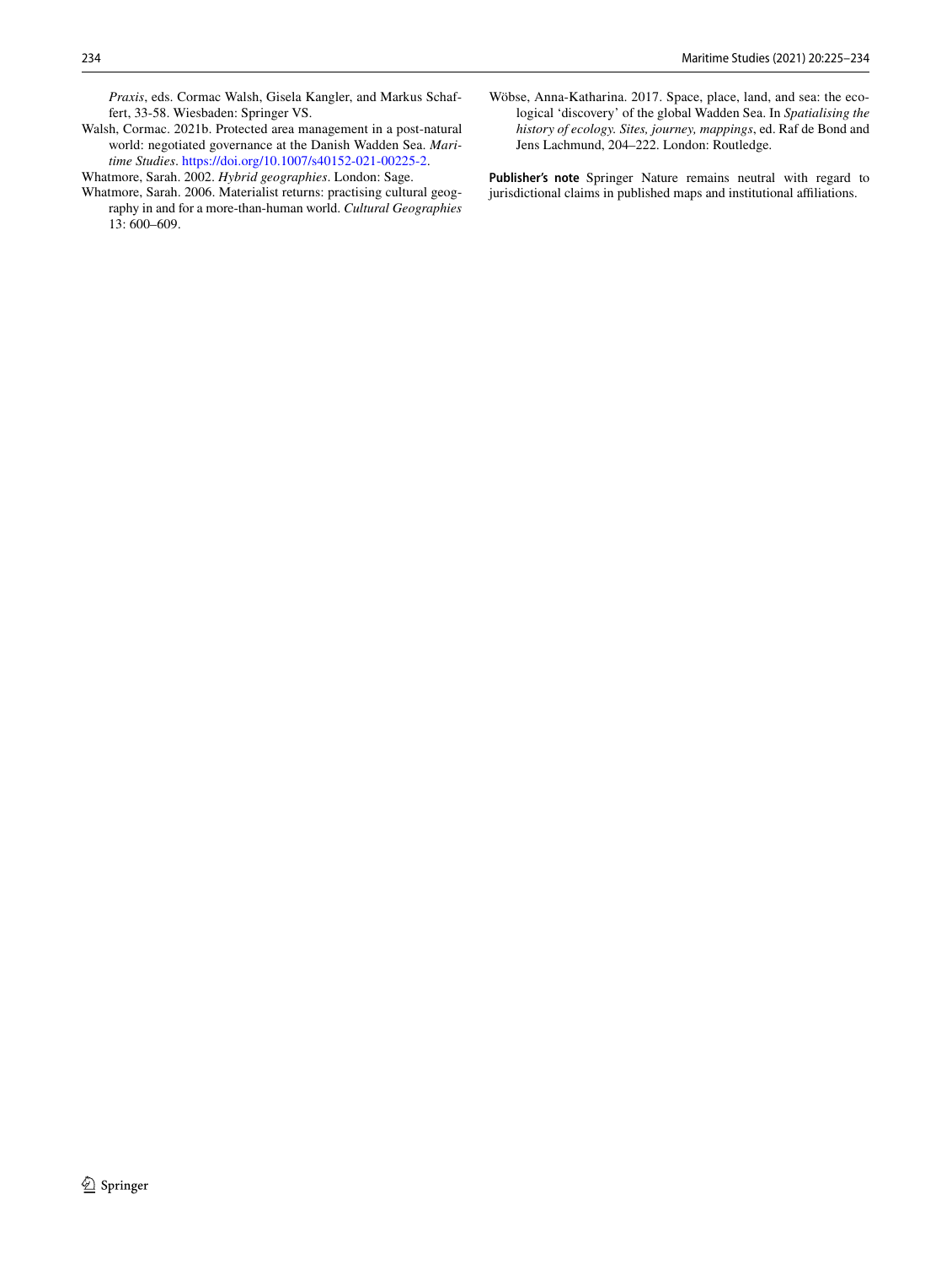*Praxis*, eds. Cormac Walsh, Gisela Kangler, and Markus Schaffert, 33-58. Wiesbaden: Springer VS.

Walsh, Cormac. 2021b. Protected area management in a post-natural world: negotiated governance at the Danish Wadden Sea. *Maritime Studies*. https://doi.org/10.1007/s40152-021-00225-2.

Whatmore, Sarah. 2002. *Hybrid geographies*. London: Sage.

Whatmore, Sarah. 2006. Materialist returns: practising cultural geography in and for a more-than-human world. *Cultural Geographies* 13: 600–609.

Wöbse, Anna-Katharina. 2017. Space, place, land, and sea: the ecological 'discovery' of the global Wadden Sea. In *Spatialising the history of ecology. Sites, journey, mappings*, ed. Raf de Bond and Jens Lachmund, 204–222. London: Routledge.

**Publisher's note** Springer Nature remains neutral with regard to jurisdictional claims in published maps and institutional affiliations.